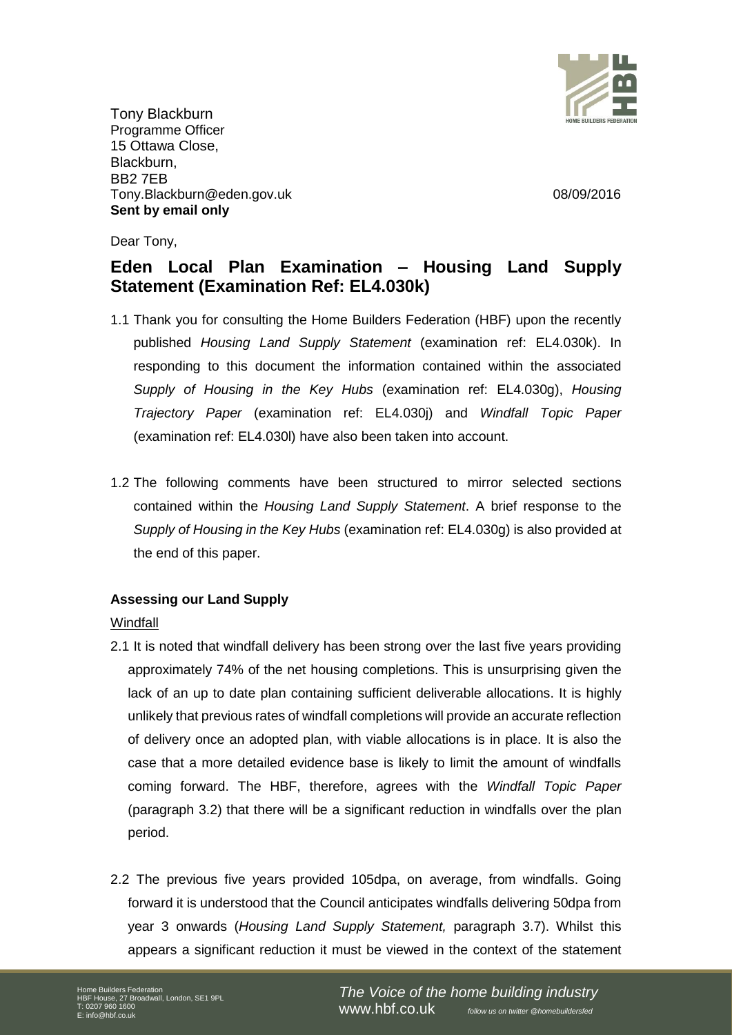Tony Blackburn
Programme Officer
15 Ottawa Close,
Blackburn,
BB2 7EB
Tony.Blackburn@eden.gov.uk

08/09/2016

**Sent by email only**

Dear Tony,

## Eden Local Plan Examination – Housing Land Supply Statement (Examination Ref: EL4.030k)

1.1 Thank you for consulting the Home Builders Federation (HBF) upon the recently published *Housing Land Supply Statement* (examination ref: EL4.030k). In responding to this document the information contained within the associated *Supply of Housing in the Key Hubs* (examination ref: EL4.030g), *Housing Trajectory Paper* (examination ref: EL4.030j) and *Windfall Topic Paper* (examination ref: EL4.030l) have also been taken into account.

1.2 The following comments have been structured to mirror selected sections contained within the *Housing Land Supply Statement*. A brief response to the *Supply of Housing in the Key Hubs* (examination ref: EL4.030g) is also provided at the end of this paper.

### Assessing our Land Supply

Windfall

2.1 It is noted that windfall delivery has been strong over the last five years providing approximately 74% of the net housing completions. This is unsurprising given the lack of an up to date plan containing sufficient deliverable allocations. It is highly unlikely that previous rates of windfall completions will provide an accurate reflection of delivery once an adopted plan, with viable allocations is in place. It is also the case that a more detailed evidence base is likely to limit the amount of windfalls coming forward. The HBF, therefore, agrees with the *Windfall Topic Paper* (paragraph 3.2) that there will be a significant reduction in windfalls over the plan period.

2.2 The previous five years provided 105dpa, on average, from windfalls. Going forward it is understood that the Council anticipates windfalls delivering 50dpa from year 3 onwards (*Housing Land Supply Statement,* paragraph 3.7). Whilst this appears a significant reduction it must be viewed in the context of the statement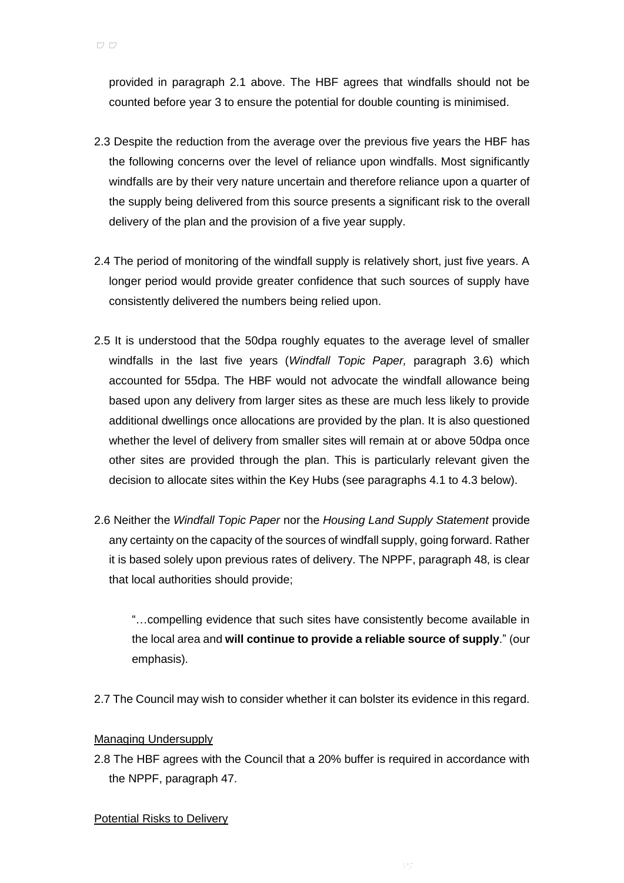provided in paragraph 2.1 above. The HBF agrees that windfalls should not be counted before year 3 to ensure the potential for double counting is minimised.

2.3 Despite the reduction from the average over the previous five years the HBF has the following concerns over the level of reliance upon windfalls. Most significantly windfalls are by their very nature uncertain and therefore reliance upon a quarter of the supply being delivered from this source presents a significant risk to the overall delivery of the plan and the provision of a five year supply.

2.4 The period of monitoring of the windfall supply is relatively short, just five years. A longer period would provide greater confidence that such sources of supply have consistently delivered the numbers being relied upon.

2.5 It is understood that the 50dpa roughly equates to the average level of smaller windfalls in the last five years (*Windfall Topic Paper,* paragraph 3.6) which accounted for 55dpa. The HBF would not advocate the windfall allowance being based upon any delivery from larger sites as these are much less likely to provide additional dwellings once allocations are provided by the plan. It is also questioned whether the level of delivery from smaller sites will remain at or above 50dpa once other sites are provided through the plan. This is particularly relevant given the decision to allocate sites within the Key Hubs (see paragraphs 4.1 to 4.3 below).

2.6 Neither the *Windfall Topic Paper* nor the *Housing Land Supply Statement* provide any certainty on the capacity of the sources of windfall supply, going forward. Rather it is based solely upon previous rates of delivery. The NPPF, paragraph 48, is clear that local authorities should provide;

> "…compelling evidence that such sites have consistently become available in the local area and **will continue to provide a reliable source of supply**." (our emphasis).

2.7 The Council may wish to consider whether it can bolster its evidence in this regard.

Managing Undersupply

2.8 The HBF agrees with the Council that a 20% buffer is required in accordance with the NPPF, paragraph 47.

Potential Risks to Delivery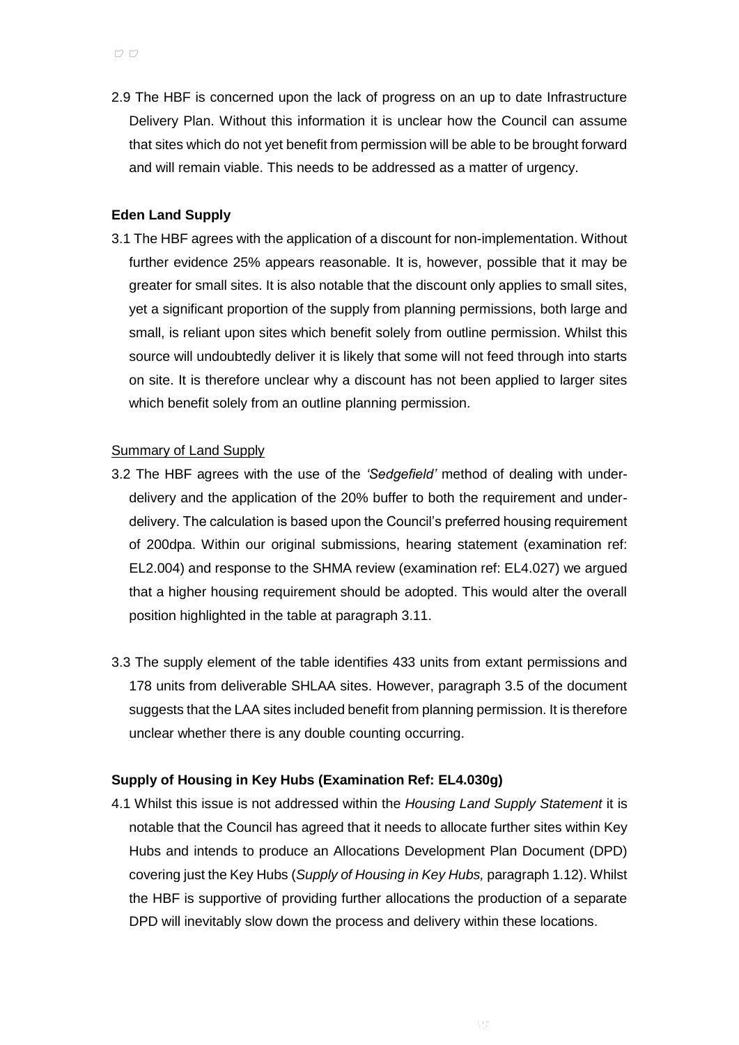2.9 The HBF is concerned upon the lack of progress on an up to date Infrastructure Delivery Plan. Without this information it is unclear how the Council can assume that sites which do not yet benefit from permission will be able to be brought forward and will remain viable. This needs to be addressed as a matter of urgency.

**Eden Land Supply**

3.1 The HBF agrees with the application of a discount for non-implementation. Without further evidence 25% appears reasonable. It is, however, possible that it may be greater for small sites. It is also notable that the discount only applies to small sites, yet a significant proportion of the supply from planning permissions, both large and small, is reliant upon sites which benefit solely from outline permission. Whilst this source will undoubtedly deliver it is likely that some will not feed through into starts on site. It is therefore unclear why a discount has not been applied to larger sites which benefit solely from an outline planning permission.

Summary of Land Supply

3.2 The HBF agrees with the use of the *'Sedgefield'* method of dealing with under-delivery and the application of the 20% buffer to both the requirement and under-delivery. The calculation is based upon the Council's preferred housing requirement of 200dpa. Within our original submissions, hearing statement (examination ref: EL2.004) and response to the SHMA review (examination ref: EL4.027) we argued that a higher housing requirement should be adopted. This would alter the overall position highlighted in the table at paragraph 3.11.

3.3 The supply element of the table identifies 433 units from extant permissions and 178 units from deliverable SHLAA sites. However, paragraph 3.5 of the document suggests that the LAA sites included benefit from planning permission. It is therefore unclear whether there is any double counting occurring.

**Supply of Housing in Key Hubs (Examination Ref: EL4.030g)**

4.1 Whilst this issue is not addressed within the *Housing Land Supply Statement* it is notable that the Council has agreed that it needs to allocate further sites within Key Hubs and intends to produce an Allocations Development Plan Document (DPD) covering just the Key Hubs (*Supply of Housing in Key Hubs,* paragraph 1.12). Whilst the HBF is supportive of providing further allocations the production of a separate DPD will inevitably slow down the process and delivery within these locations.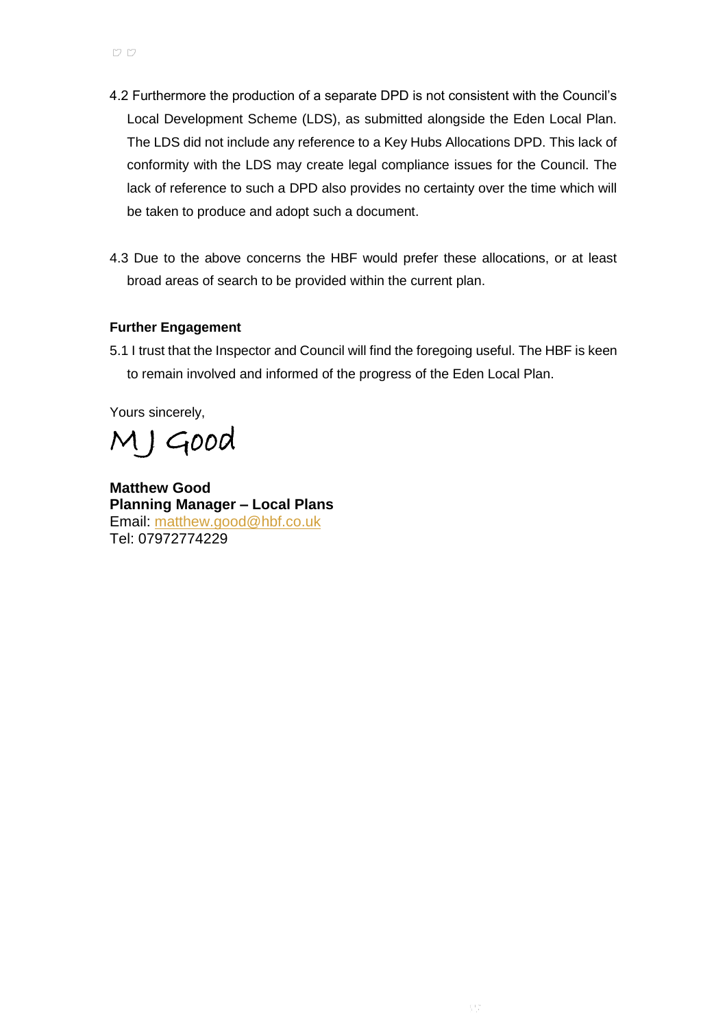4.2 Furthermore the production of a separate DPD is not consistent with the Council's Local Development Scheme (LDS), as submitted alongside the Eden Local Plan. The LDS did not include any reference to a Key Hubs Allocations DPD. This lack of conformity with the LDS may create legal compliance issues for the Council. The lack of reference to such a DPD also provides no certainty over the time which will be taken to produce and adopt such a document.

4.3 Due to the above concerns the HBF would prefer these allocations, or at least broad areas of search to be provided within the current plan.

**Further Engagement**

5.1 I trust that the Inspector and Council will find the foregoing useful. The HBF is keen to remain involved and informed of the progress of the Eden Local Plan.

Yours sincerely,

MJ Good

**Matthew Good**
**Planning Manager – Local Plans**
Email: matthew.good@hbf.co.uk
Tel: 07972774229